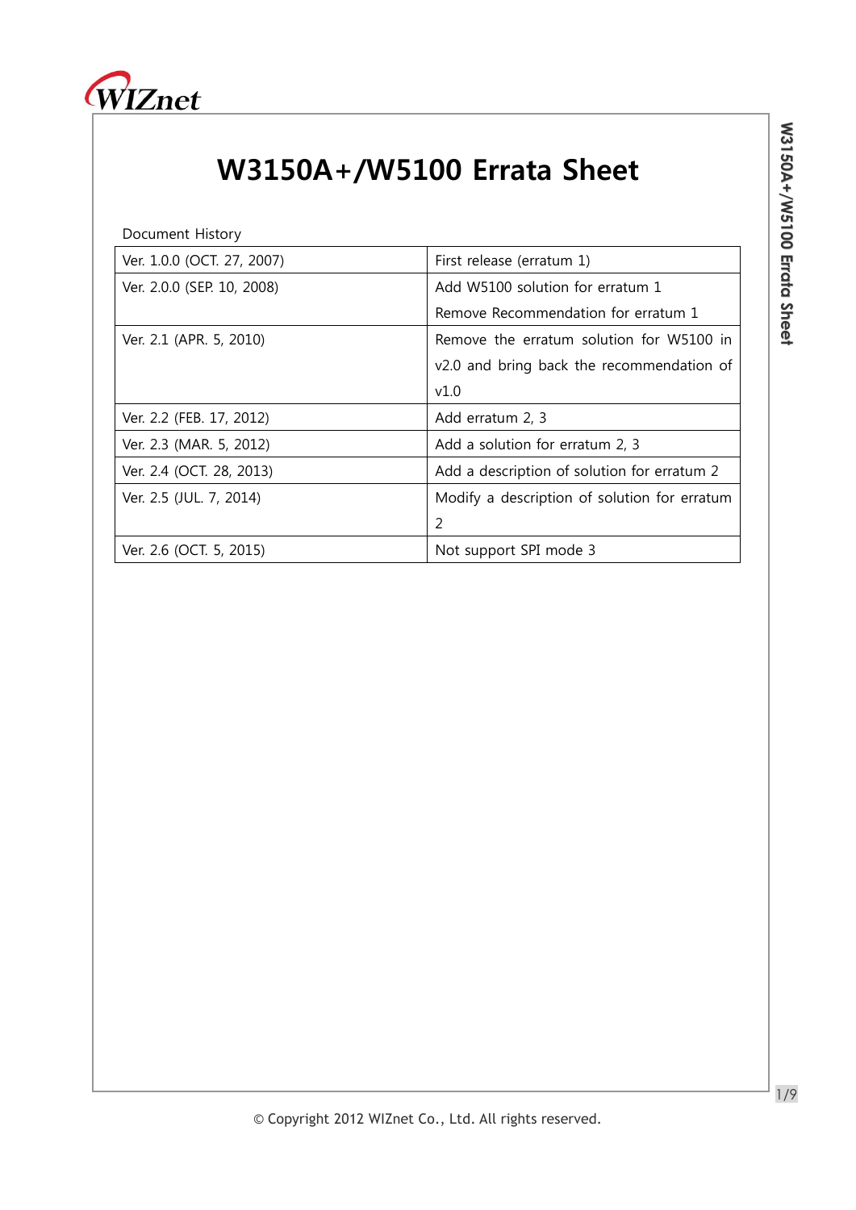# W3150A+/W5100 Errata Sheet

Document History

| Version | Description |
|---|---|
| Ver. 1.0.0 (OCT. 27, 2007) | First release (erratum 1) |
| Ver. 2.0.0 (SEP. 10, 2008) | Add W5100 solution for erratum 1<br>Remove Recommendation for erratum 1 |
| Ver. 2.1 (APR. 5, 2010) | Remove the erratum solution for W5100 in v2.0 and bring back the recommendation of v1.0 |
| Ver. 2.2 (FEB. 17, 2012) | Add erratum 2, 3 |
| Ver. 2.3 (MAR. 5, 2012) | Add a solution for erratum 2, 3 |
| Ver. 2.4 (OCT. 28, 2013) | Add a description of solution for erratum 2 |
| Ver. 2.5 (JUL. 7, 2014) | Modify a description of solution for erratum 2 |
| Ver. 2.6 (OCT. 5, 2015) | Not support SPI mode 3 |

© Copyright 2012 WIZnet Co., Ltd. All rights reserved.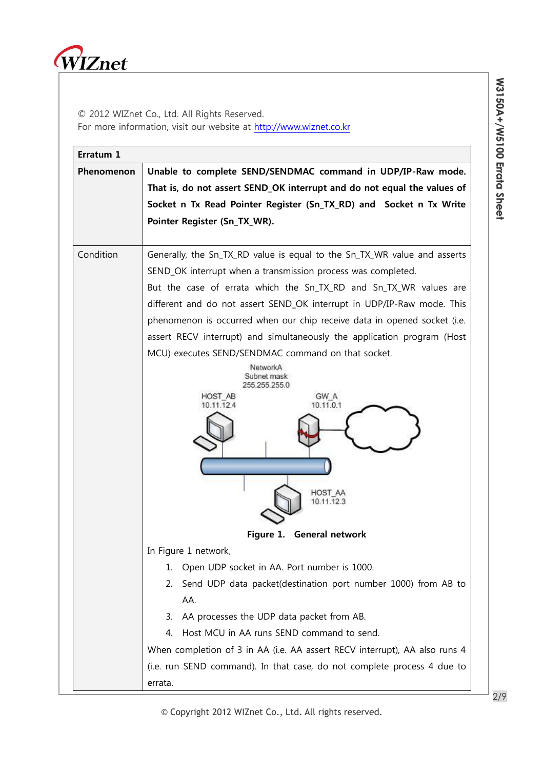© 2012 WIZnet Co., Ltd. All Rights Reserved.
For more information, visit our website at [http://www.wiznet.co.kr](http://www.wiznet.co.kr)

| **Erratum 1** | |
|---|---|
| **Phenomenon** | **Unable to complete SEND/SENDMAC command in UDP/IP-Raw mode. That is, do not assert SEND_OK interrupt and do not equal the values of Socket n Tx Read Pointer Register (Sn_TX_RD) and Socket n Tx Write Pointer Register (Sn_TX_WR).** |
| Condition | Generally, the Sn_TX_RD value is equal to the Sn_TX_WR value and asserts SEND_OK interrupt when a transmission process was completed. But the case of errata which the Sn_TX_RD and Sn_TX_WR values are different and do not assert SEND_OK interrupt in UDP/IP-Raw mode. This phenomenon is occurred when our chip receive data in opened socket (i.e. assert RECV interrupt) and simultaneously the application program (Host MCU) executes SEND/SENDMAC command on that socket.<br><br>NetworkA Subnet mask 255.255.255.0 — HOST_AB 10.11.12.4 — GW_A 10.11.0.1 — HOST_AA 10.11.12.3<br><br>**Figure 1. General network**<br><br>In Figure 1 network,<br>1. Open UDP socket in AA. Port number is 1000.<br>2. Send UDP data packet(destination port number 1000) from AB to AA.<br>3. AA processes the UDP data packet from AB.<br>4. Host MCU in AA runs SEND command to send.<br><br>When completion of 3 in AA (i.e. AA assert RECV interrupt), AA also runs 4 (i.e. run SEND command). In that case, do not complete process 4 due to errata. |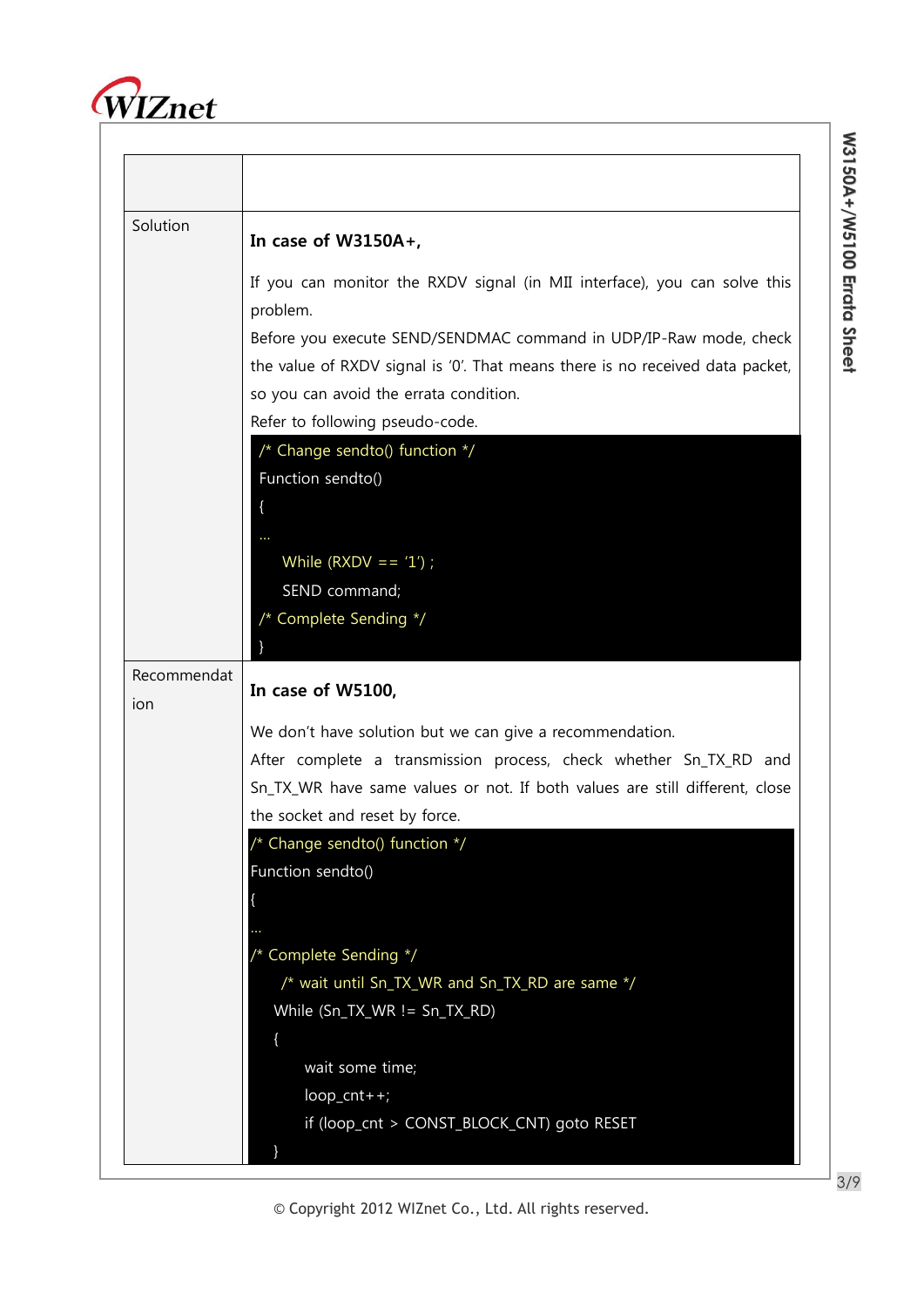| | |
|---|---|
| | |
| Solution | **In case of W3150A+,**<br><br>If you can monitor the RXDV signal (in MII interface), you can solve this problem.<br>Before you execute SEND/SENDMAC command in UDP/IP-Raw mode, check the value of RXDV signal is '0'. That means there is no received data packet, so you can avoid the errata condition.<br>Refer to following pseudo-code.<br>`/* Change sendto() function */`<br>`Function sendto()`<br>`{`<br>`…`<br>`    While (RXDV == '1') ;`<br>`    SEND command;`<br>`/* Complete Sending */`<br>`}` |
| Recommendation | **In case of W5100,**<br><br>We don't have solution but we can give a recommendation.<br>After complete a transmission process, check whether Sn_TX_RD and Sn_TX_WR have same values or not. If both values are still different, close the socket and reset by force.<br>`/* Change sendto() function */`<br>`Function sendto()`<br>`{`<br>`…`<br>`/* Complete Sending */`<br>`    /* wait until Sn_TX_WR and Sn_TX_RD are same */`<br>`    While (Sn_TX_WR != Sn_TX_RD)`<br>`    {`<br>`        wait some time;`<br>`        loop_cnt++;`<br>`        if (loop_cnt > CONST_BLOCK_CNT) goto RESET`<br>`    }` |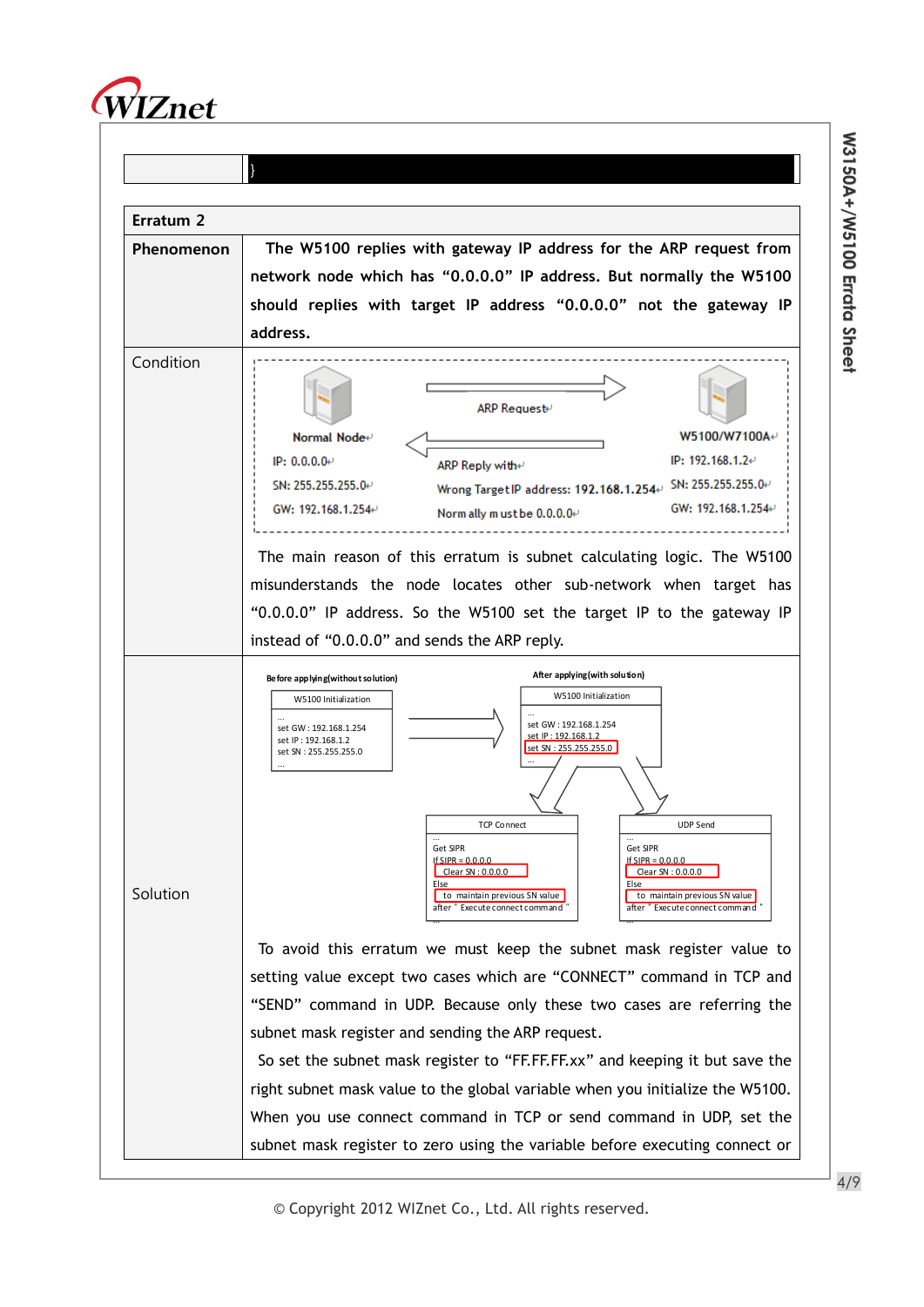| | } |
|---|---|

| Erratum 2 | |
|---|---|
| **Phenomenon** | **The W5100 replies with gateway IP address for the ARP request from network node which has "0.0.0.0" IP address. But normally the W5100 should replies with target IP address "0.0.0.0" not the gateway IP address.** |
| Condition | Normal Node: IP: 0.0.0.0, SN: 255.255.255.0, GW: 192.168.1.254 — ARP Request → W5100/W7100A: IP: 192.168.1.2, SN: 255.255.255.0, GW: 192.168.1.254 — ARP Reply with Wrong Target IP address: 192.168.1.254, Normally must be 0.0.0.0 <br><br> The main reason of this erratum is subnet calculating logic. The W5100 misunderstands the node locates other sub-network when target has "0.0.0.0" IP address. So the W5100 set the target IP to the gateway IP instead of "0.0.0.0" and sends the ARP reply. |
| Solution | Before applying(without solution): W5100 Initialization — ... set GW : 192.168.1.254, set IP : 192.168.1.2, set SN : 255.255.255.0 ... <br> After applying(with solution): W5100 Initialization — ... set GW : 192.168.1.254, set IP : 192.168.1.2, set SN : 255.255.255.0 ... <br> TCP Connect — ... Get SIPR; If SIPR = 0.0.0.0 Clear SN : 0.0.0.0; Else to maintain previous SN value after " Execute connect command " ... <br> UDP Send — ... Get SIPR; If SIPR = 0.0.0.0 Clear SN : 0.0.0.0; Else to maintain previous SN value after " Execute connect command " ... <br><br> To avoid this erratum we must keep the subnet mask register value to setting value except two cases which are "CONNECT" command in TCP and "SEND" command in UDP. Because only these two cases are referring the subnet mask register and sending the ARP request. <br> So set the subnet mask register to "FF.FF.FF.xx" and keeping it but save the right subnet mask value to the global variable when you initialize the W5100. When you use connect command in TCP or send command in UDP, set the subnet mask register to zero using the variable before executing connect or |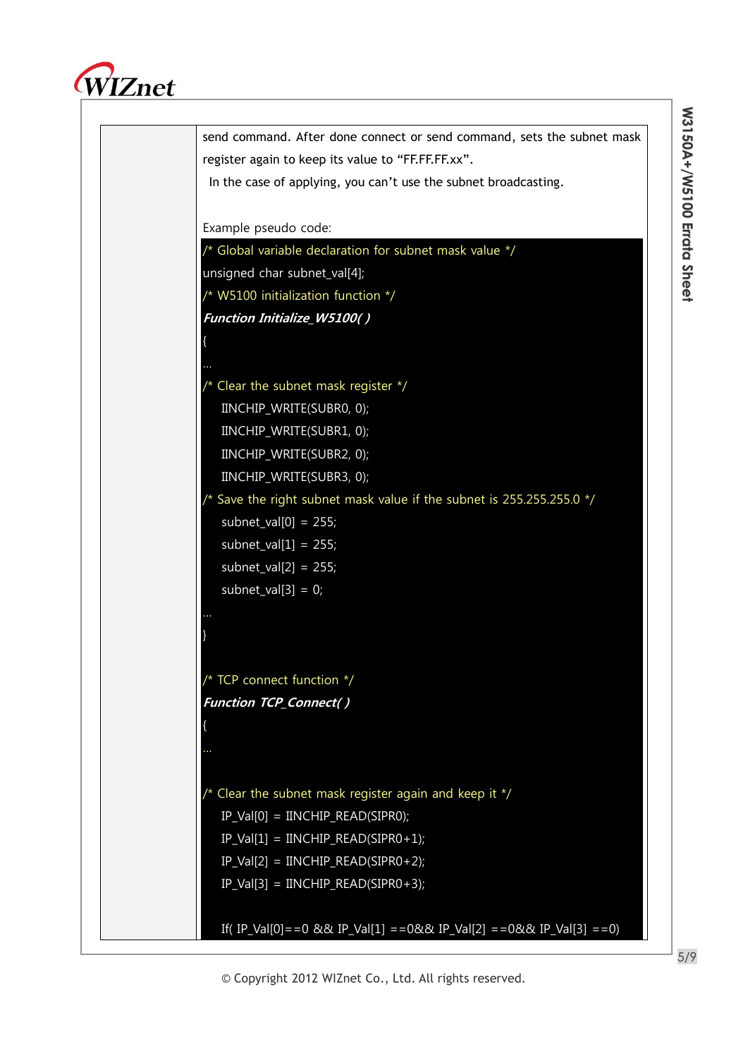| | send command. After done connect or send command, sets the subnet mask register again to keep its value to "FF.FF.FF.xx".<br>In the case of applying, you can't use the subnet broadcasting.<br><br>Example pseudo code: |
|---|---|

```
/* Global variable declaration for subnet mask value */
unsigned char subnet_val[4];
/* W5100 initialization function */
Function Initialize_W5100( )
{
…
/* Clear the subnet mask register */
    IINCHIP_WRITE(SUBR0, 0);
    IINCHIP_WRITE(SUBR1, 0);
    IINCHIP_WRITE(SUBR2, 0);
    IINCHIP_WRITE(SUBR3, 0);
/* Save the right subnet mask value if the subnet is 255.255.255.0 */
    subnet_val[0] = 255;
    subnet_val[1] = 255;
    subnet_val[2] = 255;
    subnet_val[3] = 0;
…
}

/* TCP connect function */
Function TCP_Connect( )
{
…

/* Clear the subnet mask register again and keep it */
    IP_Val[0] = IINCHIP_READ(SIPR0);
    IP_Val[1] = IINCHIP_READ(SIPR0+1);
    IP_Val[2] = IINCHIP_READ(SIPR0+2);
    IP_Val[3] = IINCHIP_READ(SIPR0+3);

    If( IP_Val[0]==0 && IP_Val[1] ==0&& IP_Val[2] ==0&& IP_Val[3] ==0)
```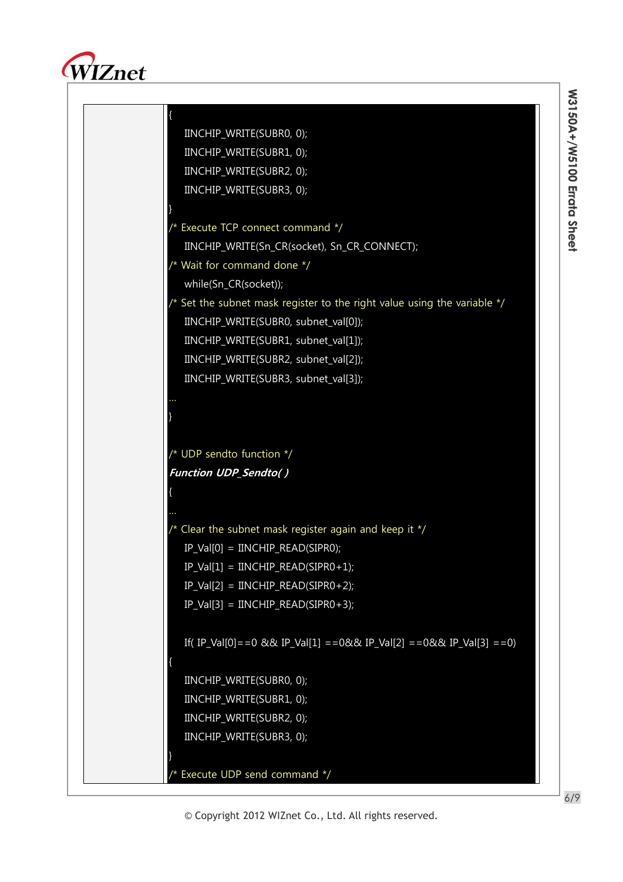```
{
    IINCHIP_WRITE(SUBR0, 0);
    IINCHIP_WRITE(SUBR1, 0);
    IINCHIP_WRITE(SUBR2, 0);
    IINCHIP_WRITE(SUBR3, 0);
}
/* Execute TCP connect command */
    IINCHIP_WRITE(Sn_CR(socket), Sn_CR_CONNECT);
/* Wait for command done */
    while(Sn_CR(socket));
/* Set the subnet mask register to the right value using the variable */
    IINCHIP_WRITE(SUBR0, subnet_val[0]);
    IINCHIP_WRITE(SUBR1, subnet_val[1]);
    IINCHIP_WRITE(SUBR2, subnet_val[2]);
    IINCHIP_WRITE(SUBR3, subnet_val[3]);
…
}

/* UDP sendto function */
Function UDP_Sendto( )
{
…
/* Clear the subnet mask register again and keep it */
    IP_Val[0] = IINCHIP_READ(SIPR0);
    IP_Val[1] = IINCHIP_READ(SIPR0+1);
    IP_Val[2] = IINCHIP_READ(SIPR0+2);
    IP_Val[3] = IINCHIP_READ(SIPR0+3);

    If( IP_Val[0]==0 && IP_Val[1] ==0&& IP_Val[2] ==0&& IP_Val[3] ==0)
{
    IINCHIP_WRITE(SUBR0, 0);
    IINCHIP_WRITE(SUBR1, 0);
    IINCHIP_WRITE(SUBR2, 0);
    IINCHIP_WRITE(SUBR3, 0);
}
/* Execute UDP send command */
```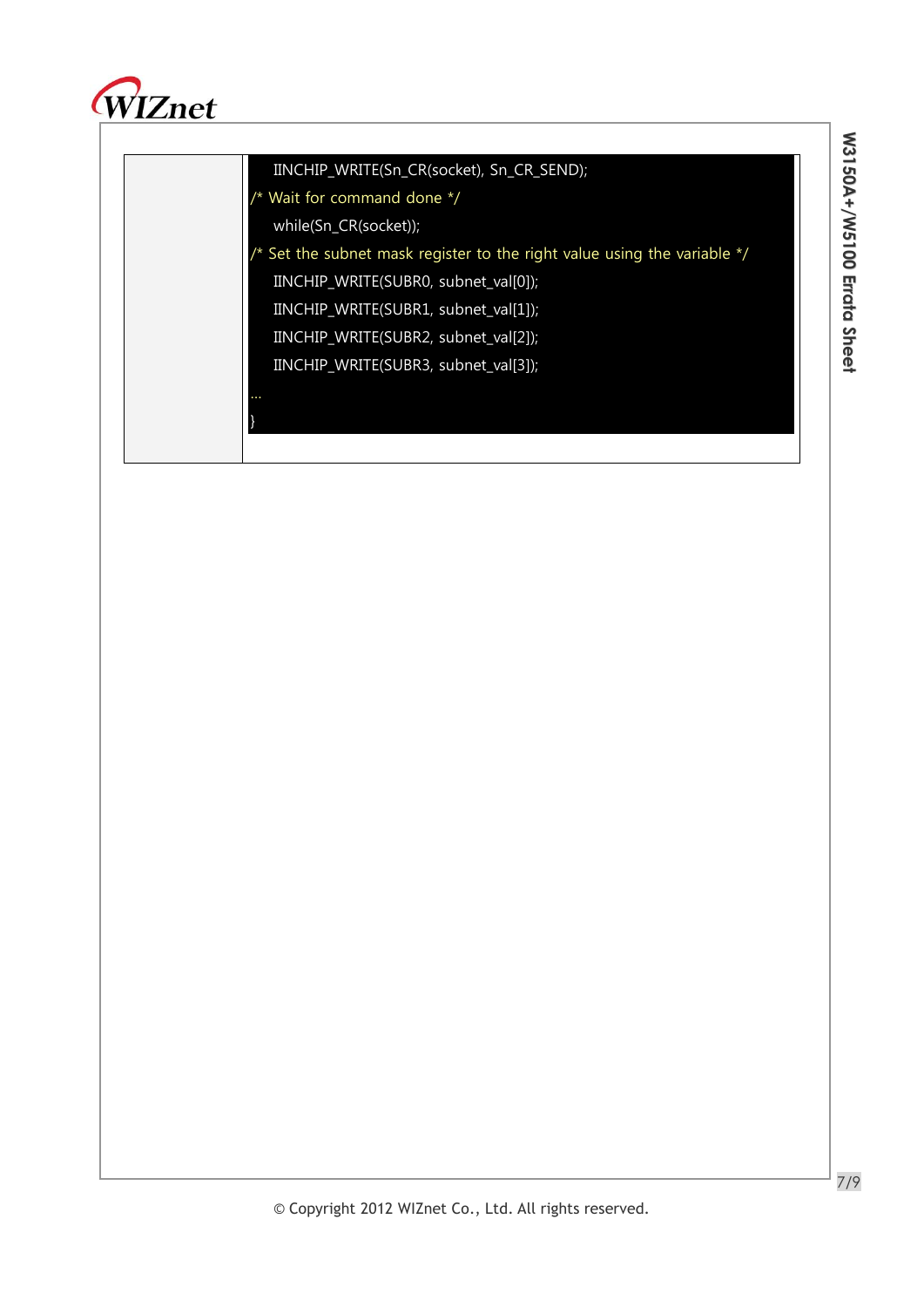| | |
|---|---|
| | ```<br>    IINCHIP_WRITE(Sn_CR(socket), Sn_CR_SEND);<br>/* Wait for command done */<br>    while(Sn_CR(socket));<br>/* Set the subnet mask register to the right value using the variable */<br>    IINCHIP_WRITE(SUBR0, subnet_val[0]);<br>    IINCHIP_WRITE(SUBR1, subnet_val[1]);<br>    IINCHIP_WRITE(SUBR2, subnet_val[2]);<br>    IINCHIP_WRITE(SUBR3, subnet_val[3]);<br>…<br>}<br>``` |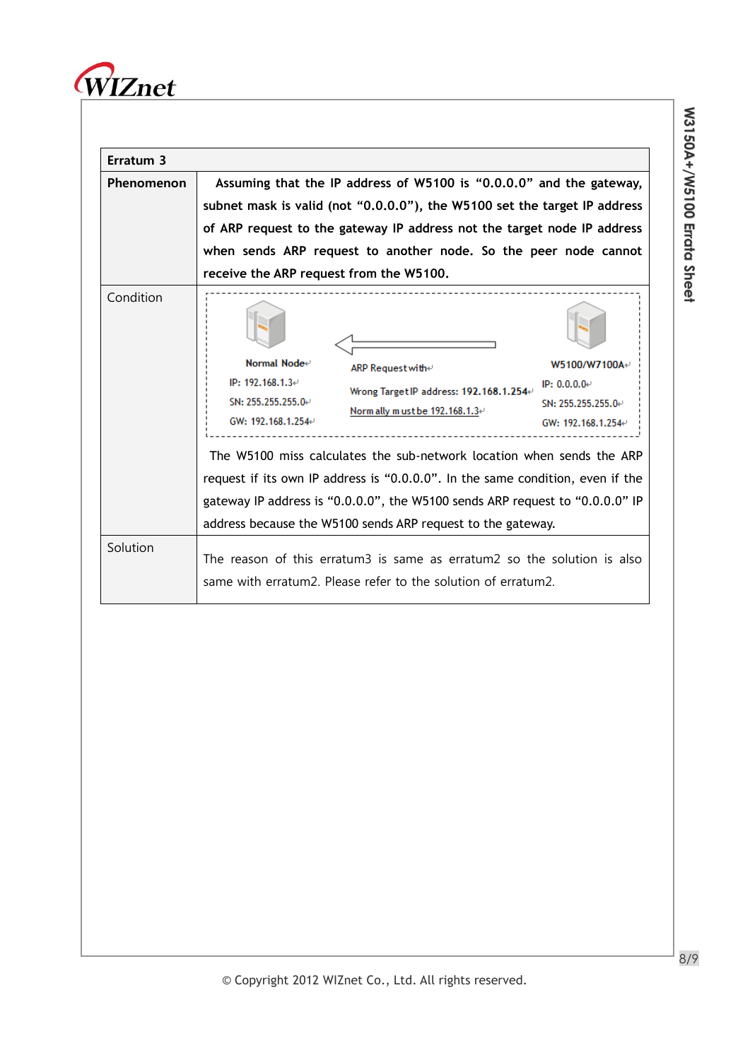| Erratum 3 | |
| --- | --- |
| **Phenomenon** | **Assuming that the IP address of W5100 is "0.0.0.0" and the gateway, subnet mask is valid (not "0.0.0.0"), the W5100 set the target IP address of ARP request to the gateway IP address not the target node IP address when sends ARP request to another node. So the peer node cannot receive the ARP request from the W5100.** |
| Condition | Normal Node<br>IP: 192.168.1.3<br>SN: 255.255.255.0<br>GW: 192.168.1.254<br><br>ARP Request with<br>Wrong Target IP address: 192.168.1.254<br>Normally must be 192.168.1.3<br><br>W5100/W7100A<br>IP: 0.0.0.0<br>SN: 255.255.255.0<br>GW: 192.168.1.254<br><br>The W5100 miss calculates the sub-network location when sends the ARP request if its own IP address is "0.0.0.0". In the same condition, even if the gateway IP address is "0.0.0.0", the W5100 sends ARP request to "0.0.0.0" IP address because the W5100 sends ARP request to the gateway. |
| Solution | The reason of this erratum3 is same as erratum2 so the solution is also same with erratum2. Please refer to the solution of erratum2. |

© Copyright 2012 WIZnet Co., Ltd. All rights reserved.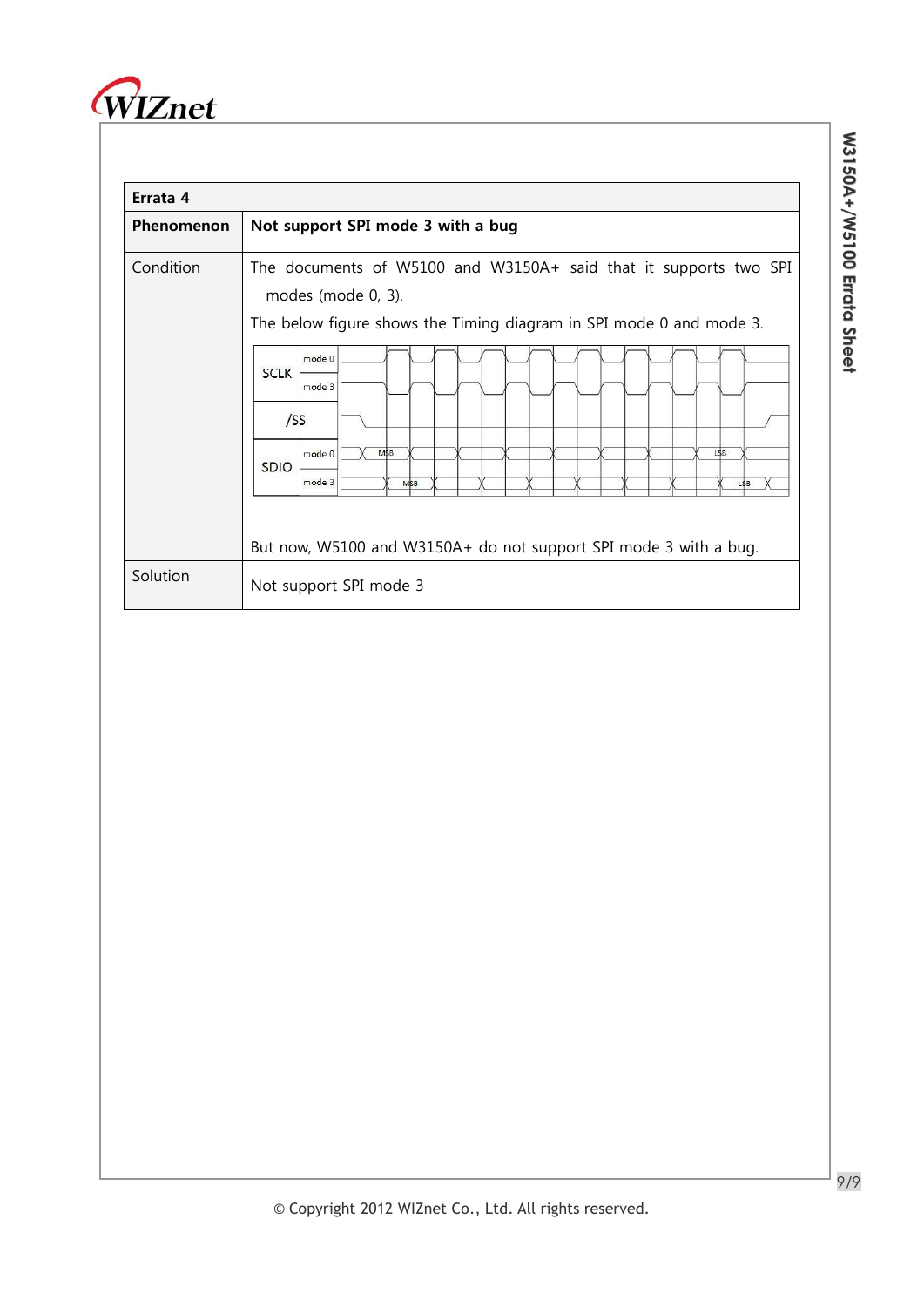| Errata 4 | |
|---|---|
| **Phenomenon** | **Not support SPI mode 3 with a bug** |
| Condition | The documents of W5100 and W3150A+ said that it supports two SPI modes (mode 0, 3).<br>The below figure shows the Timing diagram in SPI mode 0 and mode 3.<br>SCLK mode 0 mode 3 /SS SDIO mode 0 MSB LSB mode 3 MSB LSB<br>But now, W5100 and W3150A+ do not support SPI mode 3 with a bug. |
| Solution | Not support SPI mode 3 |